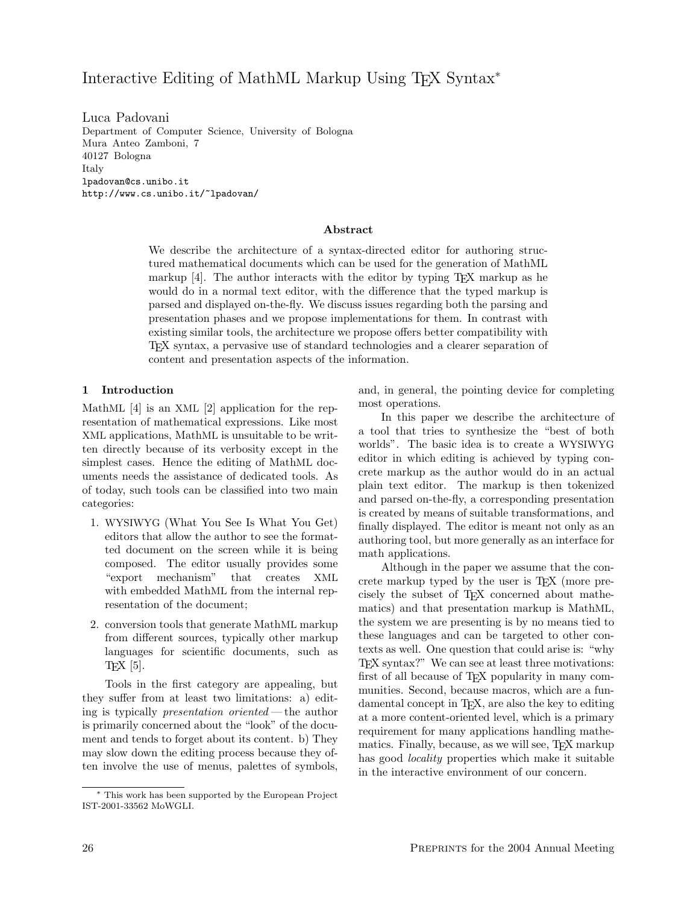# Interactive Editing of MathML Markup Using TEX Syntax*

Luca Padovani
Department of Computer Science, University of Bologna
Mura Anteo Zamboni, 7
40127 Bologna
Italy
lpadovan@cs.unibo.it
http://www.cs.unibo.it/~lpadovan/

### Abstract

We describe the architecture of a syntax-directed editor for authoring structured mathematical documents which can be used for the generation of MathML markup [4]. The author interacts with the editor by typing TEX markup as he would do in a normal text editor, with the difference that the typed markup is parsed and displayed on-the-fly. We discuss issues regarding both the parsing and presentation phases and we propose implementations for them. In contrast with existing similar tools, the architecture we propose offers better compatibility with TEX syntax, a pervasive use of standard technologies and a clearer separation of content and presentation aspects of the information.

## 1 Introduction

MathML [4] is an XML [2] application for the representation of mathematical expressions. Like most XML applications, MathML is unsuitable to be written directly because of its verbosity except in the simplest cases. Hence the editing of MathML documents needs the assistance of dedicated tools. As of today, such tools can be classified into two main categories:

1. WYSIWYG (What You See Is What You Get) editors that allow the author to see the formatted document on the screen while it is being composed. The editor usually provides some "export mechanism" that creates XML with embedded MathML from the internal representation of the document;
2. conversion tools that generate MathML markup from different sources, typically other markup languages for scientific documents, such as TEX [5].

Tools in the first category are appealing, but they suffer from at least two limitations: a) editing is typically *presentation oriented* — the author is primarily concerned about the "look" of the document and tends to forget about its content. b) They may slow down the editing process because they often involve the use of menus, palettes of symbols, and, in general, the pointing device for completing most operations.

In this paper we describe the architecture of a tool that tries to synthesize the "best of both worlds". The basic idea is to create a WYSIWYG editor in which editing is achieved by typing concrete markup as the author would do in an actual plain text editor. The markup is then tokenized and parsed on-the-fly, a corresponding presentation is created by means of suitable transformations, and finally displayed. The editor is meant not only as an authoring tool, but more generally as an interface for math applications.

Although in the paper we assume that the concrete markup typed by the user is TEX (more precisely the subset of TEX concerned about mathematics) and that presentation markup is MathML, the system we are presenting is by no means tied to these languages and can be targeted to other contexts as well. One question that could arise is: "why TEX syntax?" We can see at least three motivations: first of all because of TEX popularity in many communities. Second, because macros, which are a fundamental concept in TEX, are also the key to editing at a more content-oriented level, which is a primary requirement for many applications handling mathematics. Finally, because, as we will see, TEX markup has good *locality* properties which make it suitable in the interactive environment of our concern.

* This work has been supported by the European Project IST-2001-33562 MoWGLI.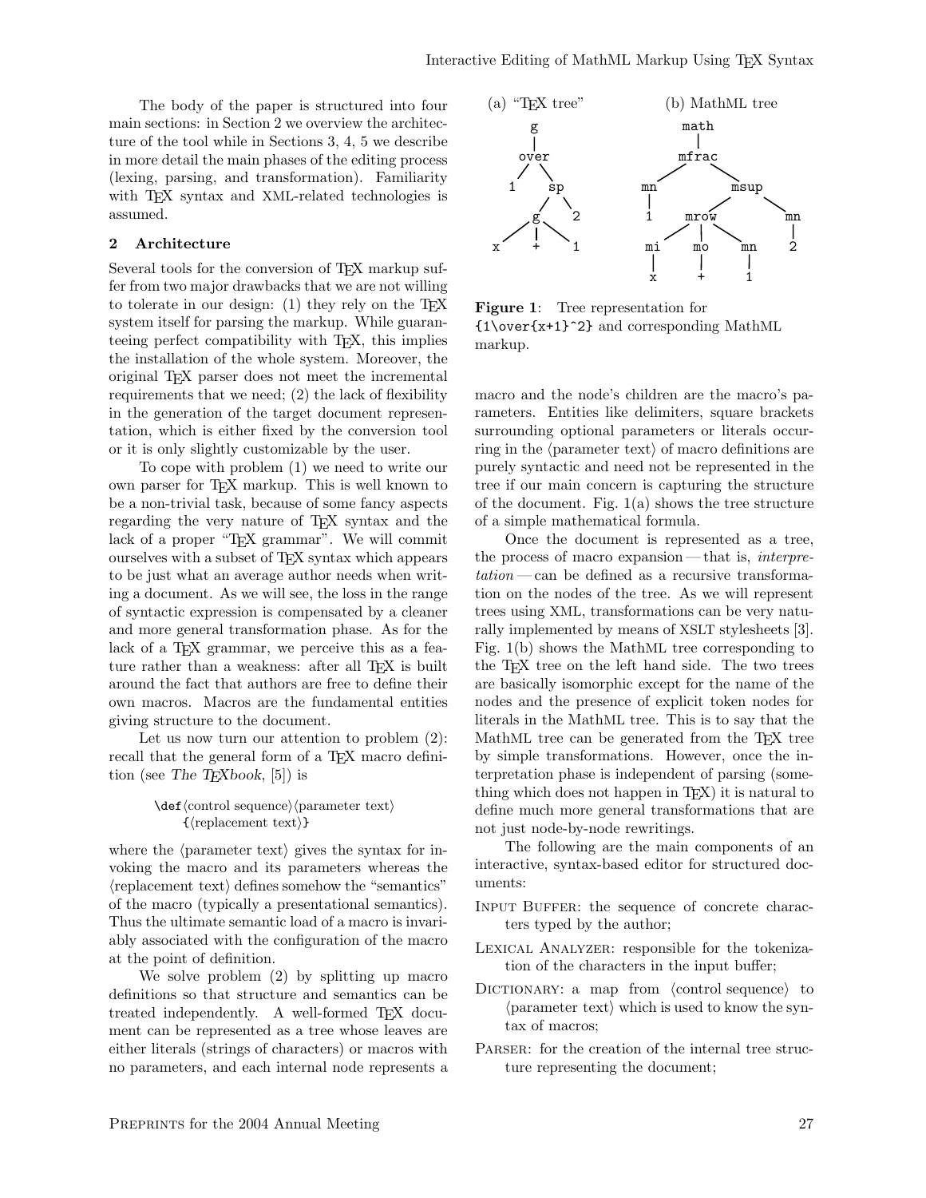The body of the paper is structured into four main sections: in Section 2 we overview the architecture of the tool while in Sections 3, 4, 5 we describe in more detail the main phases of the editing process (lexing, parsing, and transformation). Familiarity with TEX syntax and XML-related technologies is assumed.

## 2 Architecture

Several tools for the conversion of TEX markup suffer from two major drawbacks that we are not willing to tolerate in our design: (1) they rely on the TEX system itself for parsing the markup. While guaranteeing perfect compatibility with TEX, this implies the installation of the whole system. Moreover, the original TEX parser does not meet the incremental requirements that we need; (2) the lack of flexibility in the generation of the target document representation, which is either fixed by the conversion tool or it is only slightly customizable by the user.

To cope with problem (1) we need to write our own parser for TEX markup. This is well known to be a non-trivial task, because of some fancy aspects regarding the very nature of TEX syntax and the lack of a proper "TEX grammar". We will commit ourselves with a subset of TEX syntax which appears to be just what an average author needs when writing a document. As we will see, the loss in the range of syntactic expression is compensated by a cleaner and more general transformation phase. As for the lack of a TEX grammar, we perceive this as a feature rather than a weakness: after all TEX is built around the fact that authors are free to define their own macros. Macros are the fundamental entities giving structure to the document.

Let us now turn our attention to problem (2): recall that the general form of a TEX macro definition (see *The TEXbook*, [5]) is

```
\def⟨control sequence⟩⟨parameter text⟩
    {⟨replacement text⟩}
```

where the ⟨parameter text⟩ gives the syntax for invoking the macro and its parameters whereas the ⟨replacement text⟩ defines somehow the "semantics" of the macro (typically a presentational semantics). Thus the ultimate semantic load of a macro is invariably associated with the configuration of the macro at the point of definition.

We solve problem (2) by splitting up macro definitions so that structure and semantics can be treated independently. A well-formed TEX document can be represented as a tree whose leaves are either literals (strings of characters) or macros with no parameters, and each internal node represents a macro and the node's children are the macro's parameters. Entities like delimiters, square brackets surrounding optional parameters or literals occurring in the ⟨parameter text⟩ of macro definitions are purely syntactic and need not be represented in the tree if our main concern is capturing the structure of the document. Fig. 1(a) shows the tree structure of a simple mathematical formula.

(a) "TEX tree"

```
        g
        |
       over
      /    \
     1      sp
           /  \
          g    2
        / | \
       x  +  1
```

(b) MathML tree

```
          math
           |
         mfrac
        /     \
      mn       msup
      |       /    \
      1    mrow     mn
          / | \      |
        mi  mo  mn   2
        |   |   |
        x   +   1
```

**Figure 1**: Tree representation for `{1\over{x+1}^2}` and corresponding MathML markup.

Once the document is represented as a tree, the process of macro expansion — that is, *interpretation* — can be defined as a recursive transformation on the nodes of the tree. As we will represent trees using XML, transformations can be very naturally implemented by means of XSLT stylesheets [3]. Fig. 1(b) shows the MathML tree corresponding to the TEX tree on the left hand side. The two trees are basically isomorphic except for the name of the nodes and the presence of explicit token nodes for literals in the MathML tree. This is to say that the MathML tree can be generated from the TEX tree by simple transformations. However, once the interpretation phase is independent of parsing (something which does not happen in TEX) it is natural to define much more general transformations that are not just node-by-node rewritings.

The following are the main components of an interactive, syntax-based editor for structured documents:

- Input Buffer: the sequence of concrete characters typed by the author;
- Lexical Analyzer: responsible for the tokenization of the characters in the input buffer;
- Dictionary: a map from ⟨control sequence⟩ to ⟨parameter text⟩ which is used to know the syntax of macros;
- Parser: for the creation of the internal tree structure representing the document;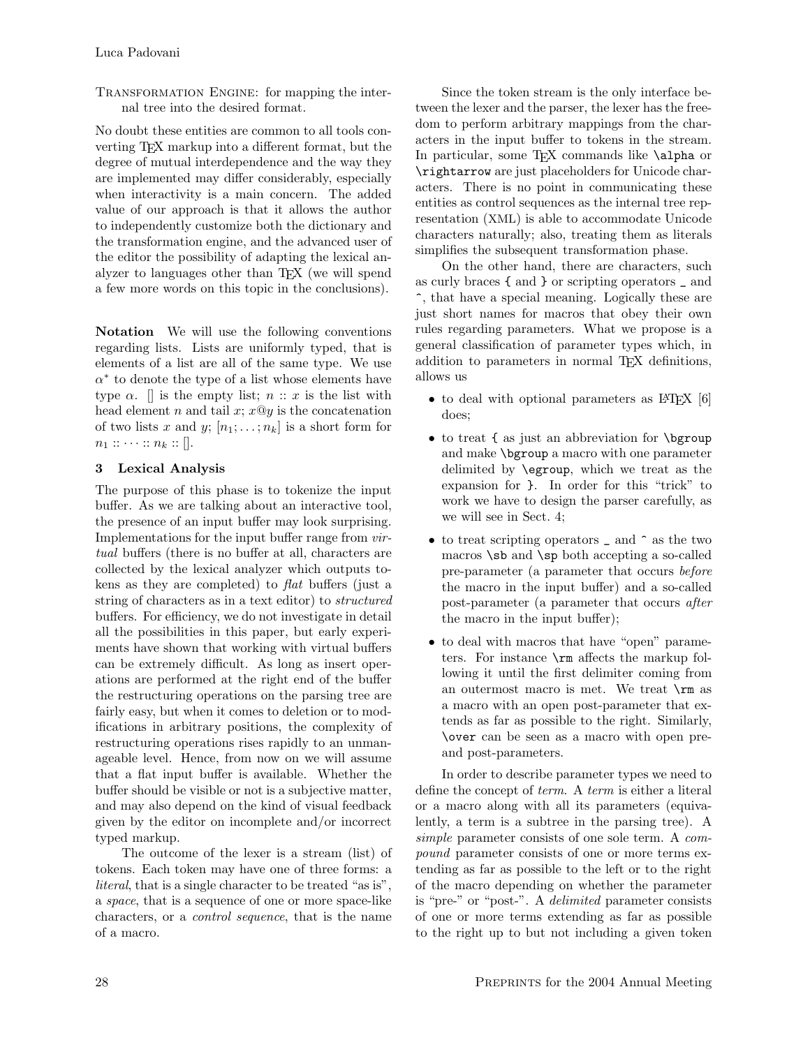TRANSFORMATION ENGINE: for mapping the internal tree into the desired format.

No doubt these entities are common to all tools converting TeX markup into a different format, but the degree of mutual interdependence and the way they are implemented may differ considerably, especially when interactivity is a main concern. The added value of our approach is that it allows the author to independently customize both the dictionary and the transformation engine, and the advanced user of the editor the possibility of adapting the lexical analyzer to languages other than TeX (we will spend a few more words on this topic in the conclusions).

**Notation** We will use the following conventions regarding lists. Lists are uniformly typed, that is elements of a list are all of the same type. We use $\alpha^*$ to denote the type of a list whose elements have type $\alpha$. $[]$ is the empty list; $n :: x$ is the list with head element $n$ and tail $x$; $x@y$ is the concatenation of two lists $x$ and $y$; $[n_1; \ldots; n_k]$ is a short form for $n_1 :: \cdots :: n_k :: []$.

## 3 Lexical Analysis

The purpose of this phase is to tokenize the input buffer. As we are talking about an interactive tool, the presence of an input buffer may look surprising. Implementations for the input buffer range from *virtual* buffers (there is no buffer at all, characters are collected by the lexical analyzer which outputs tokens as they are completed) to *flat* buffers (just a string of characters as in a text editor) to *structured* buffers. For efficiency, we do not investigate in detail all the possibilities in this paper, but early experiments have shown that working with virtual buffers can be extremely difficult. As long as insert operations are performed at the right end of the buffer the restructuring operations on the parsing tree are fairly easy, but when it comes to deletion or to modifications in arbitrary positions, the complexity of restructuring operations rises rapidly to an unmanageable level. Hence, from now on we will assume that a flat input buffer is available. Whether the buffer should be visible or not is a subjective matter, and may also depend on the kind of visual feedback given by the editor on incomplete and/or incorrect typed markup.

The outcome of the lexer is a stream (list) of tokens. Each token may have one of three forms: a *literal*, that is a single character to be treated "as is", a *space*, that is a sequence of one or more space-like characters, or a *control sequence*, that is the name of a macro.

Since the token stream is the only interface between the lexer and the parser, the lexer has the freedom to perform arbitrary mappings from the characters in the input buffer to tokens in the stream. In particular, some TeX commands like `\alpha` or `\rightarrow` are just placeholders for Unicode characters. There is no point in communicating these entities as control sequences as the internal tree representation (XML) is able to accommodate Unicode characters naturally; also, treating them as literals simplifies the subsequent transformation phase.

On the other hand, there are characters, such as curly braces `{` and `}` or scripting operators `_` and `^`, that have a special meaning. Logically these are just short names for macros that obey their own rules regarding parameters. What we propose is a general classification of parameter types which, in addition to parameters in normal TeX definitions, allows us

- to deal with optional parameters as LaTeX [6] does;
- to treat `{` as just an abbreviation for `\bgroup` and make `\bgroup` a macro with one parameter delimited by `\egroup`, which we treat as the expansion for `}`. In order for this "trick" to work we have to design the parser carefully, as we will see in Sect. 4;
- to treat scripting operators `_` and `^` as the two macros `\sb` and `\sp` both accepting a so-called pre-parameter (a parameter that occurs *before* the macro in the input buffer) and a so-called post-parameter (a parameter that occurs *after* the macro in the input buffer);
- to deal with macros that have "open" parameters. For instance `\rm` affects the markup following it until the first delimiter coming from an outermost macro is met. We treat `\rm` as a macro with an open post-parameter that extends as far as possible to the right. Similarly, `\over` can be seen as a macro with open pre- and post-parameters.

In order to describe parameter types we need to define the concept of *term*. A *term* is either a literal or a macro along with all its parameters (equivalently, a term is a subtree in the parsing tree). A *simple* parameter consists of one sole term. A *compound* parameter consists of one or more terms extending as far as possible to the left or to the right of the macro depending on whether the parameter is "pre-" or "post-". A *delimited* parameter consists of one or more terms extending as far as possible to the right up to but not including a given token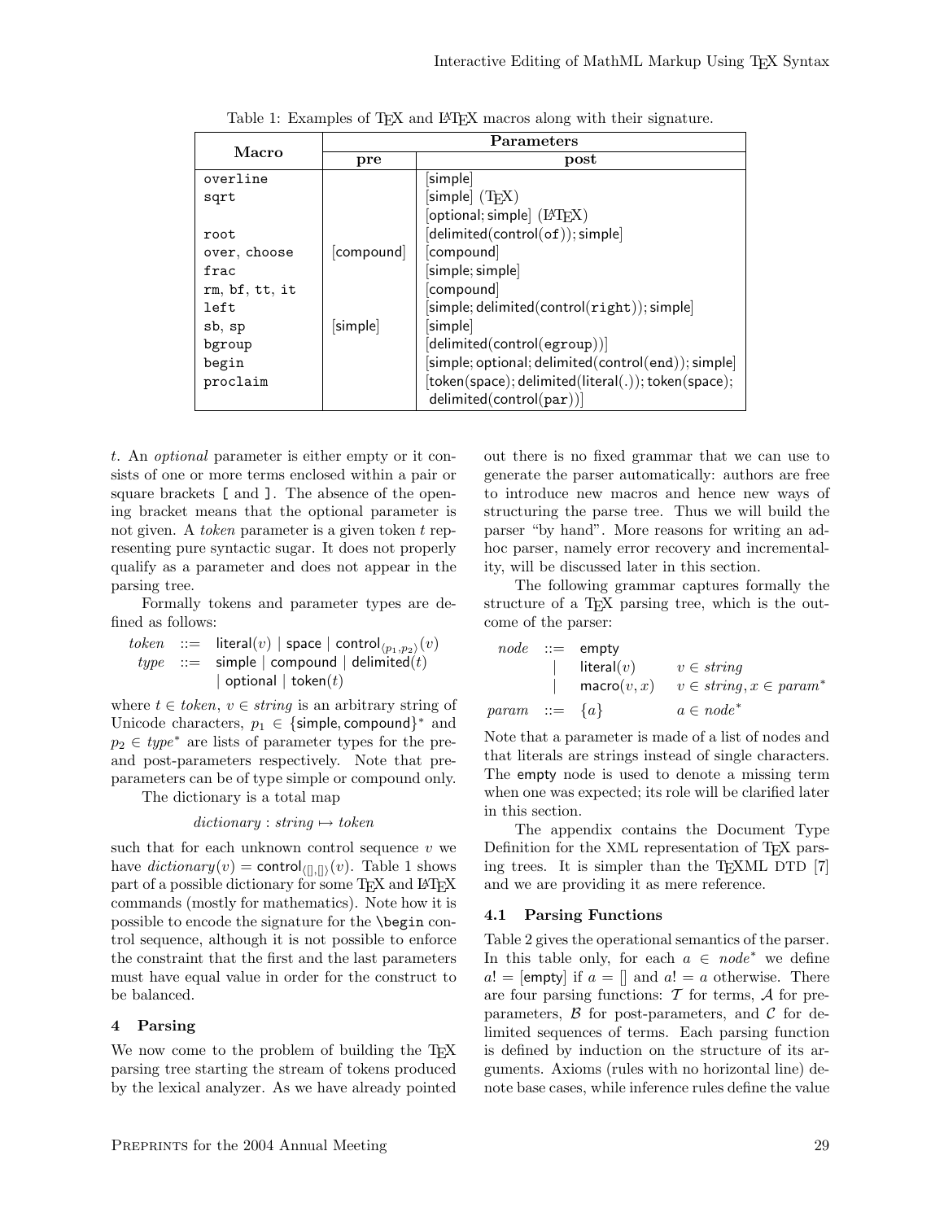Table 1: Examples of TEX and LATEX macros along with their signature.

| Macro | Parameters | |
|---|---|---|
| | **pre** | **post** |
| overline | | [simple] |
| sqrt | | [simple] (TEX) |
| | | [optional; simple] (LATEX) |
| root | | [delimited(control(of)); simple] |
| over, choose | [compound] | [compound] |
| frac | | [simple; simple] |
| rm, bf, tt, it | | [compound] |
| left | | [simple; delimited(control(right)); simple] |
| sb, sp | [simple] | [simple] |
| bgroup | | [delimited(control(egroup))] |
| begin | | [simple; optional; delimited(control(end)); simple] |
| proclaim | | [token(space); delimited(literal(.)); token(space); delimited(control(par))] |

$t$. An *optional* parameter is either empty or it consists of one or more terms enclosed within a pair or square brackets [ and ]. The absence of the opening bracket means that the optional parameter is not given. A *token* parameter is a given token $t$ representing pure syntactic sugar. It does not properly qualify as a parameter and does not appear in the parsing tree.

Formally tokens and parameter types are defined as follows:

$$\begin{aligned} token &::= \mathsf{literal}(v) \mid \mathsf{space} \mid \mathsf{control}_{\langle p_1, p_2 \rangle}(v) \\ type &::= \mathsf{simple} \mid \mathsf{compound} \mid \mathsf{delimited}(t) \\ &\quad\ \mid \mathsf{optional} \mid \mathsf{token}(t) \end{aligned}$$

where $t \in token$, $v \in string$ is an arbitrary string of Unicode characters, $p_1 \in \{\mathsf{simple}, \mathsf{compound}\}^*$ and $p_2 \in type^*$ are lists of parameter types for the pre- and post-parameters respectively. Note that pre-parameters can be of type simple or compound only.

The dictionary is a total map

$$dictionary : string \mapsto token$$

such that for each unknown control sequence $v$ we have $dictionary(v) = \mathsf{control}_{\langle [], [] \rangle}(v)$. Table 1 shows part of a possible dictionary for some TEX and LATEX commands (mostly for mathematics). Note how it is possible to encode the signature for the `\begin` control sequence, although it is not possible to enforce the constraint that the first and the last parameters must have equal value in order for the construct to be balanced.

## 4 Parsing

We now come to the problem of building the TEX parsing tree starting the stream of tokens produced by the lexical analyzer. As we have already pointed out there is no fixed grammar that we can use to generate the parser automatically: authors are free to introduce new macros and hence new ways of structuring the parse tree. Thus we will build the parser "by hand". More reasons for writing an ad-hoc parser, namely error recovery and incrementality, will be discussed later in this section.

The following grammar captures formally the structure of a TEX parsing tree, which is the outcome of the parser:

$$\begin{aligned} node &::= \mathsf{empty} \\ &\quad\ \mid \mathsf{literal}(v) \qquad v \in string \\ &\quad\ \mid \mathsf{macro}(v, x) \qquad v \in string, x \in param^* \\ param &::= \{a\} \qquad a \in node^* \end{aligned}$$

Note that a parameter is made of a list of nodes and that literals are strings instead of single characters. The empty node is used to denote a missing term when one was expected; its role will be clarified later in this section.

The appendix contains the Document Type Definition for the XML representation of TEX parsing trees. It is simpler than the TEXML DTD [7] and we are providing it as mere reference.

### 4.1 Parsing Functions

Table 2 gives the operational semantics of the parser. In this table only, for each $a \in node^*$ we define $a! = [\mathsf{empty}]$ if $a = []$ and $a! = a$ otherwise. There are four parsing functions: $\mathcal{T}$ for terms, $\mathcal{A}$ for pre-parameters, $\mathcal{B}$ for post-parameters, and $\mathcal{C}$ for delimited sequences of terms. Each parsing function is defined by induction on the structure of its arguments. Axioms (rules with no horizontal line) denote base cases, while inference rules define the value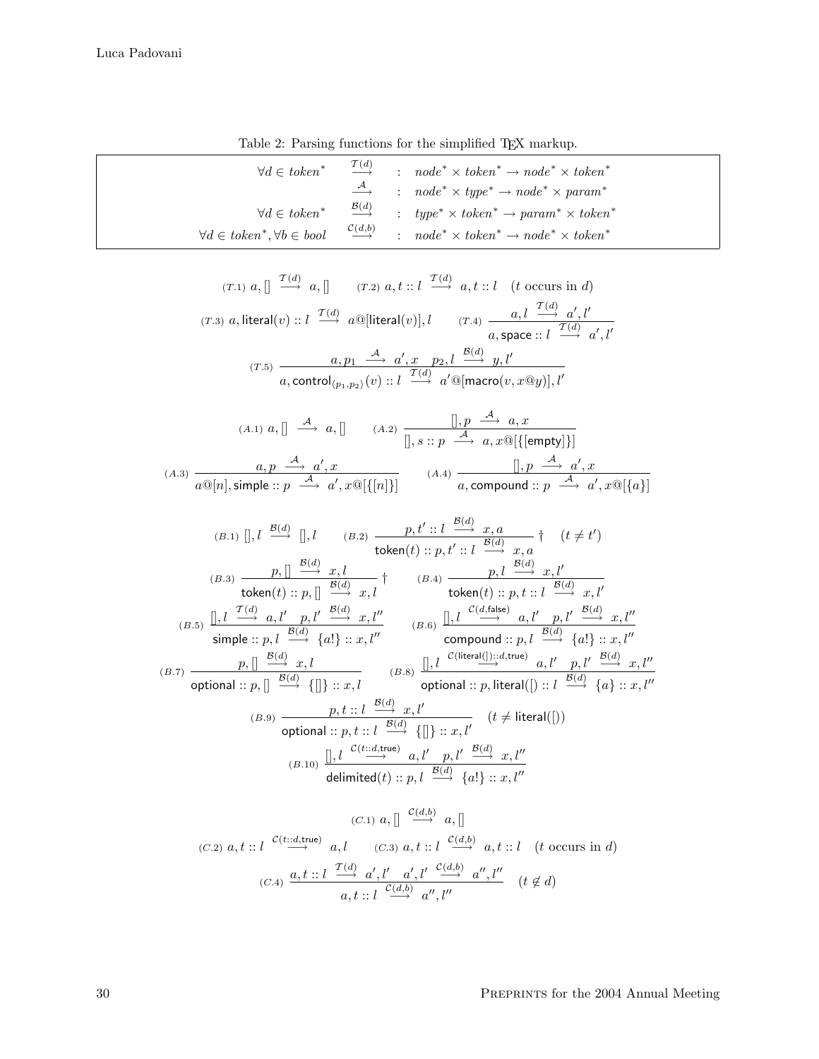Table 2: Parsing functions for the simplified TEX markup.

$$
\begin{array}{rcl}
\forall d \in \mathit{token}^* & \stackrel{\mathcal{T}(d)}{\longrightarrow} & : \quad \mathit{node}^* \times \mathit{token}^* \to \mathit{node}^* \times \mathit{token}^* \\
 & \stackrel{\mathcal{A}}{\longrightarrow} & : \quad \mathit{node}^* \times \mathit{type}^* \to \mathit{node}^* \times \mathit{param}^* \\
\forall d \in \mathit{token}^* & \stackrel{\mathcal{B}(d)}{\longrightarrow} & : \quad \mathit{type}^* \times \mathit{token}^* \to \mathit{param}^* \times \mathit{token}^* \\
\forall d \in \mathit{token}^*, \forall b \in \mathit{bool} & \stackrel{\mathcal{C}(d,b)}{\longrightarrow} & : \quad \mathit{node}^* \times \mathit{token}^* \to \mathit{node}^* \times \mathit{token}^*
\end{array}
$$

$$
(T.1)\ a, [] \stackrel{\mathcal{T}(d)}{\longrightarrow} a, [] \qquad (T.2)\ a, t :: l \stackrel{\mathcal{T}(d)}{\longrightarrow} a, t :: l \quad (t \text{ occurs in } d)
$$

$$
(T.3)\ a, \mathsf{literal}(v) :: l \stackrel{\mathcal{T}(d)}{\longrightarrow} a @ [\mathsf{literal}(v)], l \qquad (T.4)\ \frac{a, l \stackrel{\mathcal{T}(d)}{\longrightarrow} a', l'}{a, \mathsf{space} :: l \stackrel{\mathcal{T}(d)}{\longrightarrow} a', l'}
$$

$$
(T.5)\ \frac{a, p_1 \stackrel{\mathcal{A}}{\longrightarrow} a', x \quad p_2, l \stackrel{\mathcal{B}(d)}{\longrightarrow} y, l'}{a, \mathsf{control}_{\langle p_1, p_2 \rangle}(v) :: l \stackrel{\mathcal{T}(d)}{\longrightarrow} a' @ [\mathsf{macro}(v, x @ y)], l'}
$$

$$
(A.1)\ a, [] \stackrel{\mathcal{A}}{\longrightarrow} a, [] \qquad (A.2)\ \frac{[], p \stackrel{\mathcal{A}}{\longrightarrow} a, x}{[], s :: p \stackrel{\mathcal{A}}{\longrightarrow} a, x @ [\{[\mathsf{empty}]\}]}
$$

$$
(A.3)\ \frac{a, p \stackrel{\mathcal{A}}{\longrightarrow} a', x}{a @ [n], \mathsf{simple} :: p \stackrel{\mathcal{A}}{\longrightarrow} a', x @ [\{[n]\}]} \qquad (A.4)\ \frac{[], p \stackrel{\mathcal{A}}{\longrightarrow} a', x}{a, \mathsf{compound} :: p \stackrel{\mathcal{A}}{\longrightarrow} a', x @ [\{a\}]}
$$

$$
(B.1)\ [], l \stackrel{\mathcal{B}(d)}{\longrightarrow} [], l \qquad (B.2)\ \frac{p, t' :: l \stackrel{\mathcal{B}(d)}{\longrightarrow} x, a}{\mathsf{token}(t) :: p, t' :: l \stackrel{\mathcal{B}(d)}{\longrightarrow} x, a} \dagger \quad (t \neq t')
$$

$$
(B.3)\ \frac{p, [] \stackrel{\mathcal{B}(d)}{\longrightarrow} x, l}{\mathsf{token}(t) :: p, [] \stackrel{\mathcal{B}(d)}{\longrightarrow} x, l} \dagger \qquad (B.4)\ \frac{p, l \stackrel{\mathcal{B}(d)}{\longrightarrow} x, l'}{\mathsf{token}(t) :: p, t :: l \stackrel{\mathcal{B}(d)}{\longrightarrow} x, l'}
$$

$$
(B.5)\ \frac{[], l \stackrel{\mathcal{T}(d)}{\longrightarrow} a, l' \quad p, l' \stackrel{\mathcal{B}(d)}{\longrightarrow} x, l''}{\mathsf{simple} :: p, l \stackrel{\mathcal{B}(d)}{\longrightarrow} \{a!\} :: x, l''} \qquad (B.6)\ \frac{[], l \stackrel{\mathcal{C}(d,\mathsf{false})}{\longrightarrow} a, l' \quad p, l' \stackrel{\mathcal{B}(d)}{\longrightarrow} x, l''}{\mathsf{compound} :: p, l \stackrel{\mathcal{B}(d)}{\longrightarrow} \{a!\} :: x, l''}
$$

$$
(B.7)\ \frac{p, [] \stackrel{\mathcal{B}(d)}{\longrightarrow} x, l}{\mathsf{optional} :: p, [] \stackrel{\mathcal{B}(d)}{\longrightarrow} \{[]\} :: x, l} \qquad (B.8)\ \frac{[], l \stackrel{\mathcal{C}(\mathsf{literal}(]) :: d, \mathsf{true})}{\longrightarrow} a, l' \quad p, l' \stackrel{\mathcal{B}(d)}{\longrightarrow} x, l''}{\mathsf{optional} :: p, \mathsf{literal}([) :: l \stackrel{\mathcal{B}(d)}{\longrightarrow} \{a\} :: x, l''}
$$

$$
(B.9)\ \frac{p, t :: l \stackrel{\mathcal{B}(d)}{\longrightarrow} x, l'}{\mathsf{optional} :: p, t :: l \stackrel{\mathcal{B}(d)}{\longrightarrow} \{[]\} :: x, l'} \quad (t \neq \mathsf{literal}([))
$$

$$
(B.10)\ \frac{[], l \stackrel{\mathcal{C}(t :: d, \mathsf{true})}{\longrightarrow} a, l' \quad p, l' \stackrel{\mathcal{B}(d)}{\longrightarrow} x, l''}{\mathsf{delimited}(t) :: p, l \stackrel{\mathcal{B}(d)}{\longrightarrow} \{a!\} :: x, l''}
$$

$$
(C.1)\ a, [] \stackrel{\mathcal{C}(d,b)}{\longrightarrow} a, []
$$

$$
(C.2)\ a, t :: l \stackrel{\mathcal{C}(t :: d, \mathsf{true})}{\longrightarrow} a, l \qquad (C.3)\ a, t :: l \stackrel{\mathcal{C}(d,b)}{\longrightarrow} a, t :: l \quad (t \text{ occurs in } d)
$$

$$
(C.4)\ \frac{a, t :: l \stackrel{\mathcal{T}(d)}{\longrightarrow} a', l' \quad a', l' \stackrel{\mathcal{C}(d,b)}{\longrightarrow} a'', l''}{a, t :: l \stackrel{\mathcal{C}(d,b)}{\longrightarrow} a'', l''} \quad (t \notin d)
$$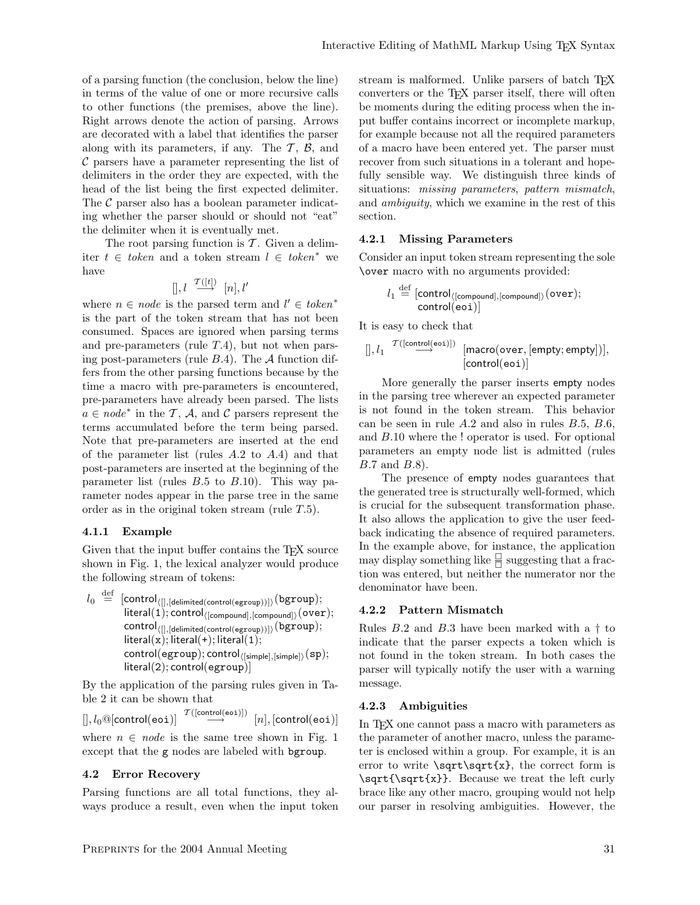of a parsing function (the conclusion, below the line) in terms of the value of one or more recursive calls to other functions (the premises, above the line). Right arrows denote the action of parsing. Arrows are decorated with a label that identifies the parser along with its parameters, if any. The $\mathcal{T}$, $\mathcal{B}$, and $\mathcal{C}$ parsers have a parameter representing the list of delimiters in the order they are expected, with the head of the list being the first expected delimiter. The $\mathcal{C}$ parser also has a boolean parameter indicating whether the parser should or should not "eat" the delimiter when it is eventually met.

The root parsing function is $\mathcal{T}$. Given a delimiter $t \in \mathit{token}$ and a token stream $l \in \mathit{token}^*$ we have

$$[], l \overset{\mathcal{T}([t])}{\longrightarrow} [n], l'$$

where $n \in \mathit{node}$ is the parsed term and $l' \in \mathit{token}^*$ is the part of the token stream that has not been consumed. Spaces are ignored when parsing terms and pre-parameters (rule $T.4$), but not when parsing post-parameters (rule $B.4$). The $\mathcal{A}$ function differs from the other parsing functions because by the time a macro with pre-parameters is encountered, pre-parameters have already been parsed. The lists $a \in \mathit{node}^*$ in the $\mathcal{T}$, $\mathcal{A}$, and $\mathcal{C}$ parsers represent the terms accumulated before the term being parsed. Note that pre-parameters are inserted at the end of the parameter list (rules $A.2$ to $A.4$) and that post-parameters are inserted at the beginning of the parameter list (rules $B.5$ to $B.10$). This way parameter nodes appear in the parse tree in the same order as in the original token stream (rule $T.5$).

#### 4.1.1 Example

Given that the input buffer contains the TEX source shown in Fig. 1, the lexical analyzer would produce the following stream of tokens:

$$\begin{aligned} l_0 \overset{\text{def}}{=} [&\mathsf{control}_{\langle [], [\mathsf{delimited}(\mathsf{control}(\mathsf{egroup}))] \rangle}(\mathtt{bgroup}); \\ &\mathsf{literal}(1); \mathsf{control}_{\langle [\mathsf{compound}], [\mathsf{compound}] \rangle}(\mathtt{over}); \\ &\mathsf{control}_{\langle [], [\mathsf{delimited}(\mathsf{control}(\mathsf{egroup}))] \rangle}(\mathtt{bgroup}); \\ &\mathsf{literal}(\mathtt{x}); \mathsf{literal}(+); \mathsf{literal}(1); \\ &\mathsf{control}(\mathtt{egroup}); \mathsf{control}_{\langle [\mathsf{simple}], [\mathsf{simple}] \rangle}(\mathtt{sp}); \\ &\mathsf{literal}(2); \mathsf{control}(\mathtt{egroup})] \end{aligned}$$

By the application of the parsing rules given in Table 2 it can be shown that

$$[], l_0 @ [\mathsf{control}(\mathtt{eoi})] \overset{\mathcal{T}([\mathsf{control}(\mathtt{eoi})])}{\longrightarrow} [n], [\mathsf{control}(\mathtt{eoi})]$$

where $n \in \mathit{node}$ is the same tree shown in Fig. 1 except that the g nodes are labeled with bgroup.

### 4.2 Error Recovery

Parsing functions are all total functions, they always produce a result, even when the input token stream is malformed. Unlike parsers of batch TEX converters or the TEX parser itself, there will often be moments during the editing process when the input buffer contains incorrect or incomplete markup, for example because not all the required parameters of a macro have been entered yet. The parser must recover from such situations in a tolerant and hopefully sensible way. We distinguish three kinds of situations: *missing parameters*, *pattern mismatch*, and *ambiguity*, which we examine in the rest of this section.

#### 4.2.1 Missing Parameters

Consider an input token stream representing the sole \over macro with no arguments provided:

$$\begin{aligned} l_1 \overset{\text{def}}{=} [&\mathsf{control}_{\langle [\mathsf{compound}], [\mathsf{compound}] \rangle}(\mathtt{over}); \\ &\mathsf{control}(\mathtt{eoi})] \end{aligned}$$

It is easy to check that

$$[], l_1 \overset{\mathcal{T}([\mathsf{control}(\mathtt{eoi})])}{\longrightarrow} [\mathsf{macro}(\mathtt{over}, [\mathsf{empty}; \mathsf{empty}])], [\mathsf{control}(\mathtt{eoi})]$$

More generally the parser inserts empty nodes in the parsing tree wherever an expected parameter is not found in the token stream. This behavior can be seen in rule $A.2$ and also in rules $B.5$, $B.6$, and $B.10$ where the ! operator is used. For optional parameters an empty node list is admitted (rules $B.7$ and $B.8$).

The presence of empty nodes guarantees that the generated tree is structurally well-formed, which is crucial for the subsequent transformation phase. It also allows the application to give the user feedback indicating the absence of required parameters. In the example above, for instance, the application may display something like $\frac{\square}{\square}$ suggesting that a fraction was entered, but neither the numerator nor the denominator have been.

#### 4.2.2 Pattern Mismatch

Rules $B.2$ and $B.3$ have been marked with a † to indicate that the parser expects a token which is not found in the token stream. In both cases the parser will typically notify the user with a warning message.

#### 4.2.3 Ambiguities

In TEX one cannot pass a macro with parameters as the parameter of another macro, unless the parameter is enclosed within a group. For example, it is an error to write \sqrt\sqrt{x}, the correct form is \sqrt{\sqrt{x}}. Because we treat the left curly brace like any other macro, grouping would not help our parser in resolving ambiguities. However, the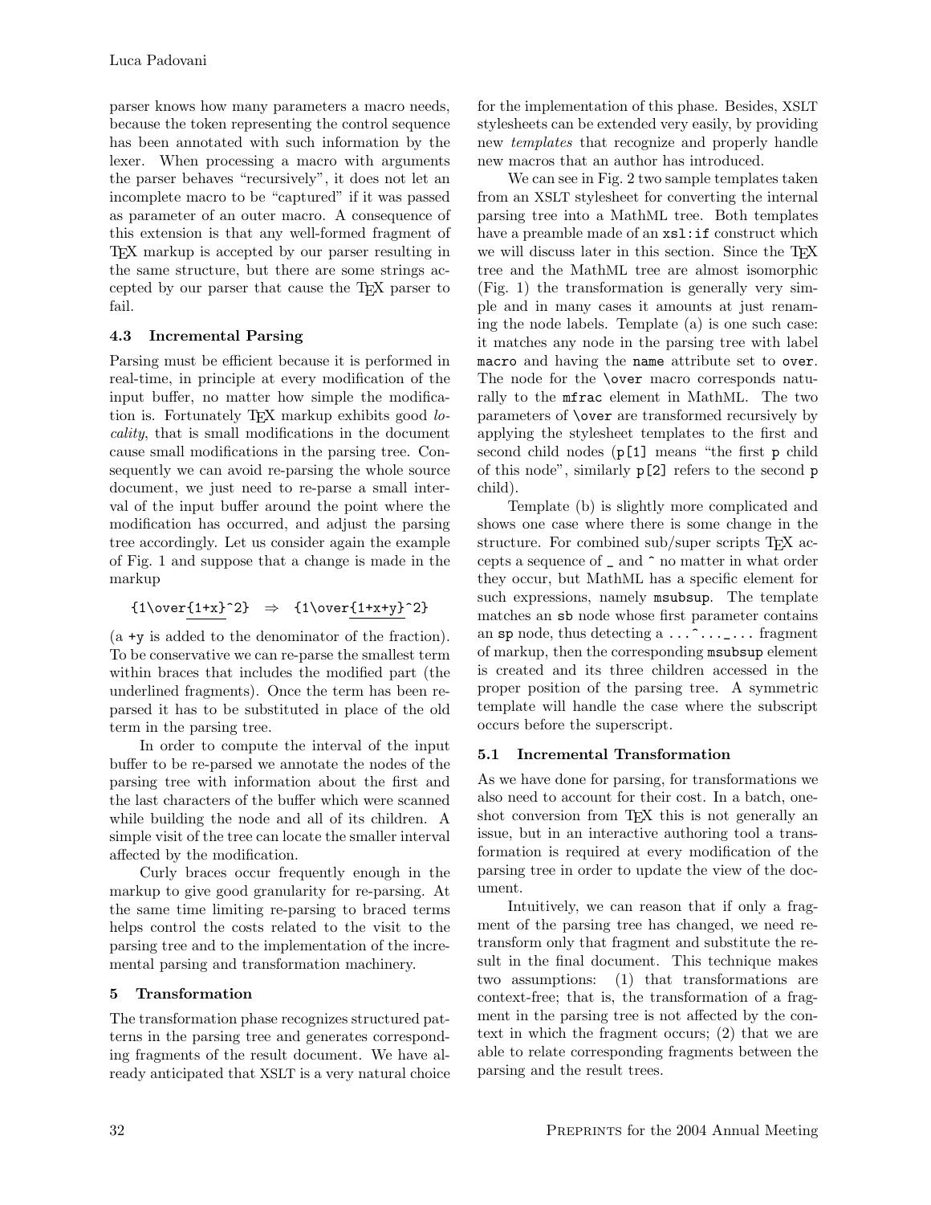parser knows how many parameters a macro needs, because the token representing the control sequence has been annotated with such information by the lexer. When processing a macro with arguments the parser behaves "recursively", it does not let an incomplete macro to be "captured" if it was passed as parameter of an outer macro. A consequence of this extension is that any well-formed fragment of TEX markup is accepted by our parser resulting in the same structure, but there are some strings accepted by our parser that cause the TEX parser to fail.

### 4.3 Incremental Parsing

Parsing must be efficient because it is performed in real-time, in principle at every modification of the input buffer, no matter how simple the modification is. Fortunately TEX markup exhibits good *locality*, that is small modifications in the document cause small modifications in the parsing tree. Consequently we can avoid re-parsing the whole source document, we just need to re-parse a small interval of the input buffer around the point where the modification has occurred, and adjust the parsing tree accordingly. Let us consider again the example of Fig. 1 and suppose that a change is made in the markup

```
{1\over{1+x}^2}  ⇒  {1\over{1+x+y}^2}
```

(a `+y` is added to the denominator of the fraction). To be conservative we can re-parse the smallest term within braces that includes the modified part (the underlined fragments). Once the term has been re-parsed it has to be substituted in place of the old term in the parsing tree.

In order to compute the interval of the input buffer to be re-parsed we annotate the nodes of the parsing tree with information about the first and the last characters of the buffer which were scanned while building the node and all of its children. A simple visit of the tree can locate the smaller interval affected by the modification.

Curly braces occur frequently enough in the markup to give good granularity for re-parsing. At the same time limiting re-parsing to braced terms helps control the costs related to the visit to the parsing tree and to the implementation of the incremental parsing and transformation machinery.

## 5 Transformation

The transformation phase recognizes structured patterns in the parsing tree and generates corresponding fragments of the result document. We have already anticipated that XSLT is a very natural choice for the implementation of this phase. Besides, XSLT stylesheets can be extended very easily, by providing new *templates* that recognize and properly handle new macros that an author has introduced.

We can see in Fig. 2 two sample templates taken from an XSLT stylesheet for converting the internal parsing tree into a MathML tree. Both templates have a preamble made of an `xsl:if` construct which we will discuss later in this section. Since the TEX tree and the MathML tree are almost isomorphic (Fig. 1) the transformation is generally very simple and in many cases it amounts at just renaming the node labels. Template (a) is one such case: it matches any node in the parsing tree with label `macro` and having the `name` attribute set to `over`. The node for the `\over` macro corresponds naturally to the `mfrac` element in MathML. The two parameters of `\over` are transformed recursively by applying the stylesheet templates to the first and second child nodes (`p[1]` means "the first `p` child of this node", similarly `p[2]` refers to the second `p` child).

Template (b) is slightly more complicated and shows one case where there is some change in the structure. For combined sub/super scripts TEX accepts a sequence of `_` and `^` no matter in what order they occur, but MathML has a specific element for such expressions, namely `msubsup`. The template matches an `sb` node whose first parameter contains an `sp` node, thus detecting a `...^..._...` fragment of markup, then the corresponding `msubsup` element is created and its three children accessed in the proper position of the parsing tree. A symmetric template will handle the case where the subscript occurs before the superscript.

### 5.1 Incremental Transformation

As we have done for parsing, for transformations we also need to account for their cost. In a batch, one-shot conversion from TEX this is not generally an issue, but in an interactive authoring tool a transformation is required at every modification of the parsing tree in order to update the view of the document.

Intuitively, we can reason that if only a fragment of the parsing tree has changed, we need re-transform only that fragment and substitute the result in the final document. This technique makes two assumptions: (1) that transformations are context-free; that is, the transformation of a fragment in the parsing tree is not affected by the context in which the fragment occurs; (2) that we are able to relate corresponding fragments between the parsing and the result trees.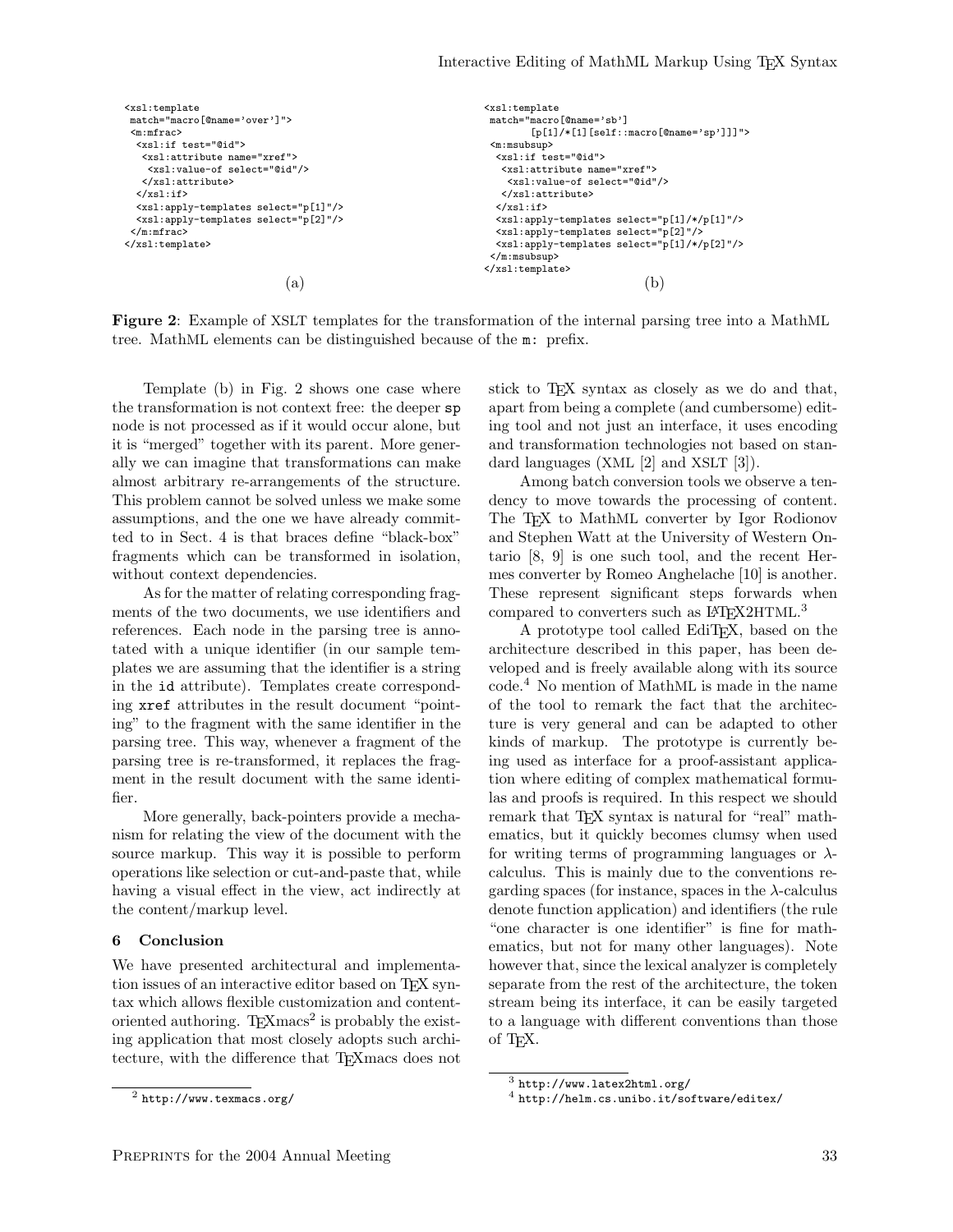```
<xsl:template
 match="macro[@name='over']">
 <m:mfrac>
  <xsl:if test="@id">
   <xsl:attribute name="xref">
    <xsl:value-of select="@id"/>
   </xsl:attribute>
  </xsl:if>
  <xsl:apply-templates select="p[1]"/>
  <xsl:apply-templates select="p[2]"/>
 </m:mfrac>
</xsl:template>
```

(a)

```
<xsl:template
 match="macro[@name='sb']
        [p[1]/*[1][self::macro[@name='sp']]]">
 <m:msubsup>
  <xsl:if test="@id">
   <xsl:attribute name="xref">
    <xsl:value-of select="@id"/>
   </xsl:attribute>
  </xsl:if>
  <xsl:apply-templates select="p[1]/*/p[1]"/>
  <xsl:apply-templates select="p[2]"/>
  <xsl:apply-templates select="p[1]/*/p[2]"/>
 </m:msubsup>
</xsl:template>
```

(b)

**Figure 2**: Example of XSLT templates for the transformation of the internal parsing tree into a MathML tree. MathML elements can be distinguished because of the `m:` prefix.

Template (b) in Fig. 2 shows one case where the transformation is not context free: the deeper `sp` node is not processed as if it would occur alone, but it is "merged" together with its parent. More generally we can imagine that transformations can make almost arbitrary re-arrangements of the structure. This problem cannot be solved unless we make some assumptions, and the one we have already committed to in Sect. 4 is that braces define "black-box" fragments which can be transformed in isolation, without context dependencies.

As for the matter of relating corresponding fragments of the two documents, we use identifiers and references. Each node in the parsing tree is annotated with a unique identifier (in our sample templates we are assuming that the identifier is a string in the `id` attribute). Templates create corresponding `xref` attributes in the result document "pointing" to the fragment with the same identifier in the parsing tree. This way, whenever a fragment of the parsing tree is re-transformed, it replaces the fragment in the result document with the same identifier.

More generally, back-pointers provide a mechanism for relating the view of the document with the source markup. This way it is possible to perform operations like selection or cut-and-paste that, while having a visual effect in the view, act indirectly at the content/markup level.

## 6 Conclusion

We have presented architectural and implementation issues of an interactive editor based on TEX syntax which allows flexible customization and content-oriented authoring. TEXmacs[2] is probably the existing application that most closely adopts such architecture, with the difference that TEXmacs does not stick to TEX syntax as closely as we do and that, apart from being a complete (and cumbersome) editing tool and not just an interface, it uses encoding and transformation technologies not based on standard languages (XML [2] and XSLT [3]).

Among batch conversion tools we observe a tendency to move towards the processing of content. The TEX to MathML converter by Igor Rodionov and Stephen Watt at the University of Western Ontario [8, 9] is one such tool, and the recent Hermes converter by Romeo Anghelache [10] is another. These represent significant steps forwards when compared to converters such as LATEX2HTML.[3]

A prototype tool called EdiTEX, based on the architecture described in this paper, has been developed and is freely available along with its source code.[4] No mention of MathML is made in the name of the tool to remark the fact that the architecture is very general and can be adapted to other kinds of markup. The prototype is currently being used as interface for a proof-assistant application where editing of complex mathematical formulas and proofs is required. In this respect we should remark that TEX syntax is natural for "real" mathematics, but it quickly becomes clumsy when used for writing terms of programming languages or $\lambda$-calculus. This is mainly due to the conventions regarding spaces (for instance, spaces in the $\lambda$-calculus denote function application) and identifiers (the rule "one character is one identifier" is fine for mathematics, but not for many other languages). Note however that, since the lexical analyzer is completely separate from the rest of the architecture, the token stream being its interface, it can be easily targeted to a language with different conventions than those of TEX.

[2] http://www.texmacs.org/

[3] http://www.latex2html.org/

[4] http://helm.cs.unibo.it/software/editex/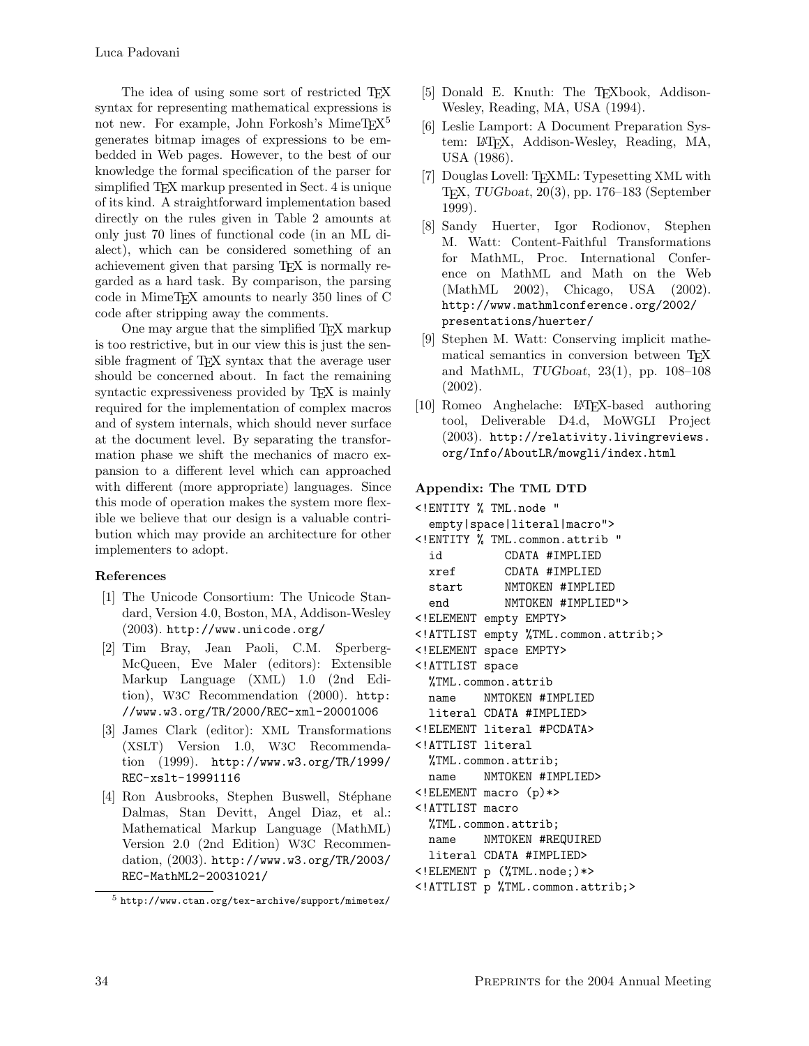The idea of using some sort of restricted TeX syntax for representing mathematical expressions is not new. For example, John Forkosh's MimeTeX[5] generates bitmap images of expressions to be embedded in Web pages. However, to the best of our knowledge the formal specification of the parser for simplified TeX markup presented in Sect. 4 is unique of its kind. A straightforward implementation based directly on the rules given in Table 2 amounts at only just 70 lines of functional code (in an ML dialect), which can be considered something of an achievement given that parsing TeX is normally regarded as a hard task. By comparison, the parsing code in MimeTeX amounts to nearly 350 lines of C code after stripping away the comments.

One may argue that the simplified TeX markup is too restrictive, but in our view this is just the sensible fragment of TeX syntax that the average user should be concerned about. In fact the remaining syntactic expressiveness provided by TeX is mainly required for the implementation of complex macros and of system internals, which should never surface at the document level. By separating the transformation phase we shift the mechanics of macro expansion to a different level which can approached with different (more appropriate) languages. Since this mode of operation makes the system more flexible we believe that our design is a valuable contribution which may provide an architecture for other implementers to adopt.

### References

[1] The Unicode Consortium: The Unicode Standard, Version 4.0, Boston, MA, Addison-Wesley (2003). http://www.unicode.org/

[2] Tim Bray, Jean Paoli, C.M. Sperberg-McQueen, Eve Maler (editors): Extensible Markup Language (XML) 1.0 (2nd Edition), W3C Recommendation (2000). http://www.w3.org/TR/2000/REC-xml-20001006

[3] James Clark (editor): XML Transformations (XSLT) Version 1.0, W3C Recommendation (1999). http://www.w3.org/TR/1999/REC-xslt-19991116

[4] Ron Ausbrooks, Stephen Buswell, Stéphane Dalmas, Stan Devitt, Angel Diaz, et al.: Mathematical Markup Language (MathML) Version 2.0 (2nd Edition) W3C Recommendation, (2003). http://www.w3.org/TR/2003/REC-MathML2-20031021/

[5] Donald E. Knuth: The TeXbook, Addison-Wesley, Reading, MA, USA (1994).

[6] Leslie Lamport: A Document Preparation System: LaTeX, Addison-Wesley, Reading, MA, USA (1986).

[7] Douglas Lovell: TeXML: Typesetting XML with TeX, *TUGboat*, 20(3), pp. 176–183 (September 1999).

[8] Sandy Huerter, Igor Rodionov, Stephen M. Watt: Content-Faithful Transformations for MathML, Proc. International Conference on MathML and Math on the Web (MathML 2002), Chicago, USA (2002). http://www.mathmlconference.org/2002/presentations/huerter/

[9] Stephen M. Watt: Conserving implicit mathematical semantics in conversion between TeX and MathML, *TUGboat*, 23(1), pp. 108–108 (2002).

[10] Romeo Anghelache: LaTeX-based authoring tool, Deliverable D4.d, MoWGLI Project (2003). http://relativity.livingreviews.org/Info/AboutLR/mowgli/index.html

[5] http://www.ctan.org/tex-archive/support/mimetex/

### Appendix: The TML DTD

```
<!ENTITY % TML.node "
  empty|space|literal|macro">
<!ENTITY % TML.common.attrib "
  id        CDATA #IMPLIED
  xref      CDATA #IMPLIED
  start     NMTOKEN #IMPLIED
  end       NMTOKEN #IMPLIED">
<!ELEMENT empty EMPTY>
<!ATTLIST empty %TML.common.attrib;>
<!ELEMENT space EMPTY>
<!ATTLIST space
  %TML.common.attrib
  name    NMTOKEN #IMPLIED
  literal CDATA #IMPLIED>
<!ELEMENT literal #PCDATA>
<!ATTLIST literal
  %TML.common.attrib;
  name    NMTOKEN #IMPLIED>
<!ELEMENT macro (p)*>
<!ATTLIST macro
  %TML.common.attrib;
  name    NMTOKEN #REQUIRED
  literal CDATA #IMPLIED>
<!ELEMENT p (%TML.node;)*>
<!ATTLIST p %TML.common.attrib;>
```